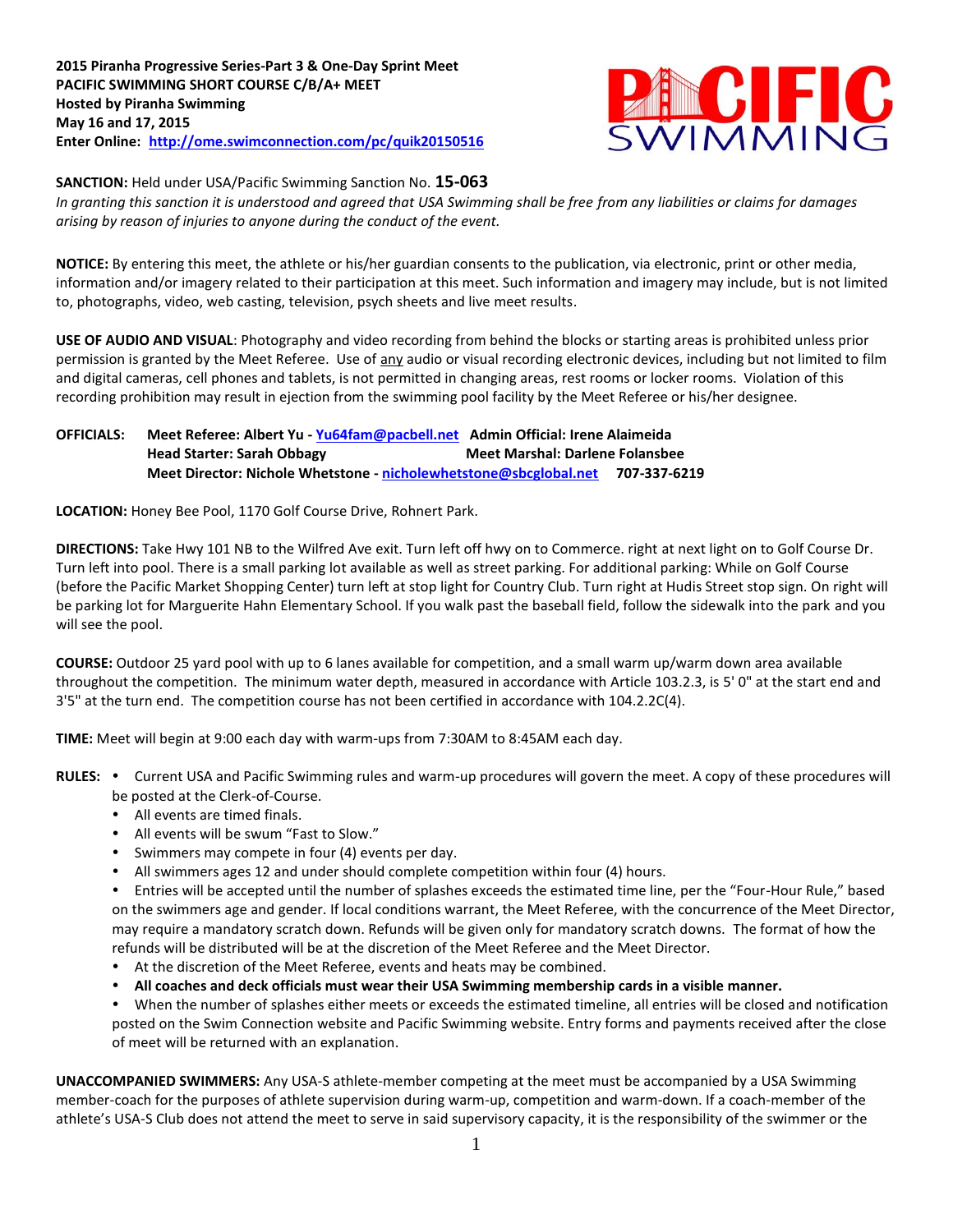**2015 Piranha Progressive Series-Part 3 & One-Day Sprint Meet**
**PACIFIC SWIMMING SHORT COURSE C/B/A+ MEET**
**Hosted by Piranha Swimming**
**May 16 and 17, 2015**
**Enter Online: http://ome.swimconnection.com/pc/quik20150516**

**SANCTION:** Held under USA/Pacific Swimming Sanction No. **15-063**
*In granting this sanction it is understood and agreed that USA Swimming shall be free from any liabilities or claims for damages arising by reason of injuries to anyone during the conduct of the event.*

**NOTICE:** By entering this meet, the athlete or his/her guardian consents to the publication, via electronic, print or other media, information and/or imagery related to their participation at this meet. Such information and imagery may include, but is not limited to, photographs, video, web casting, television, psych sheets and live meet results.

**USE OF AUDIO AND VISUAL**: Photography and video recording from behind the blocks or starting areas is prohibited unless prior permission is granted by the Meet Referee. Use of any audio or visual recording electronic devices, including but not limited to film and digital cameras, cell phones and tablets, is not permitted in changing areas, rest rooms or locker rooms. Violation of this recording prohibition may result in ejection from the swimming pool facility by the Meet Referee or his/her designee.

**OFFICIALS:**
**Meet Referee: Albert Yu - Yu64fam@pacbell.net** **Admin Official: Irene Alaimeida**
**Head Starter: Sarah Obbagy** **Meet Marshal: Darlene Folansbee**
**Meet Director: Nichole Whetstone - nicholewhetstone@sbcglobal.net 707-337-6219**

**LOCATION:** Honey Bee Pool, 1170 Golf Course Drive, Rohnert Park.

**DIRECTIONS:** Take Hwy 101 NB to the Wilfred Ave exit. Turn left off hwy on to Commerce. right at next light on to Golf Course Dr. Turn left into pool. There is a small parking lot available as well as street parking. For additional parking: While on Golf Course (before the Pacific Market Shopping Center) turn left at stop light for Country Club. Turn right at Hudis Street stop sign. On right will be parking lot for Marguerite Hahn Elementary School. If you walk past the baseball field, follow the sidewalk into the park and you will see the pool.

**COURSE:** Outdoor 25 yard pool with up to 6 lanes available for competition, and a small warm up/warm down area available throughout the competition. The minimum water depth, measured in accordance with Article 103.2.3, is 5' 0" at the start end and 3'5" at the turn end. The competition course has not been certified in accordance with 104.2.2C(4).

**TIME:** Meet will begin at 9:00 each day with warm-ups from 7:30AM to 8:45AM each day.

**RULES:**

- Current USA and Pacific Swimming rules and warm-up procedures will govern the meet. A copy of these procedures will be posted at the Clerk-of-Course.
- All events are timed finals.
- All events will be swum "Fast to Slow."
- Swimmers may compete in four (4) events per day.
- All swimmers ages 12 and under should complete competition within four (4) hours.
- Entries will be accepted until the number of splashes exceeds the estimated time line, per the "Four-Hour Rule," based on the swimmers age and gender. If local conditions warrant, the Meet Referee, with the concurrence of the Meet Director, may require a mandatory scratch down. Refunds will be given only for mandatory scratch downs. The format of how the refunds will be distributed will be at the discretion of the Meet Referee and the Meet Director.
- At the discretion of the Meet Referee, events and heats may be combined.
- **All coaches and deck officials must wear their USA Swimming membership cards in a visible manner.**
- When the number of splashes either meets or exceeds the estimated timeline, all entries will be closed and notification posted on the Swim Connection website and Pacific Swimming website. Entry forms and payments received after the close of meet will be returned with an explanation.

**UNACCOMPANIED SWIMMERS:** Any USA-S athlete-member competing at the meet must be accompanied by a USA Swimming member-coach for the purposes of athlete supervision during warm-up, competition and warm-down. If a coach-member of the athlete's USA-S Club does not attend the meet to serve in said supervisory capacity, it is the responsibility of the swimmer or the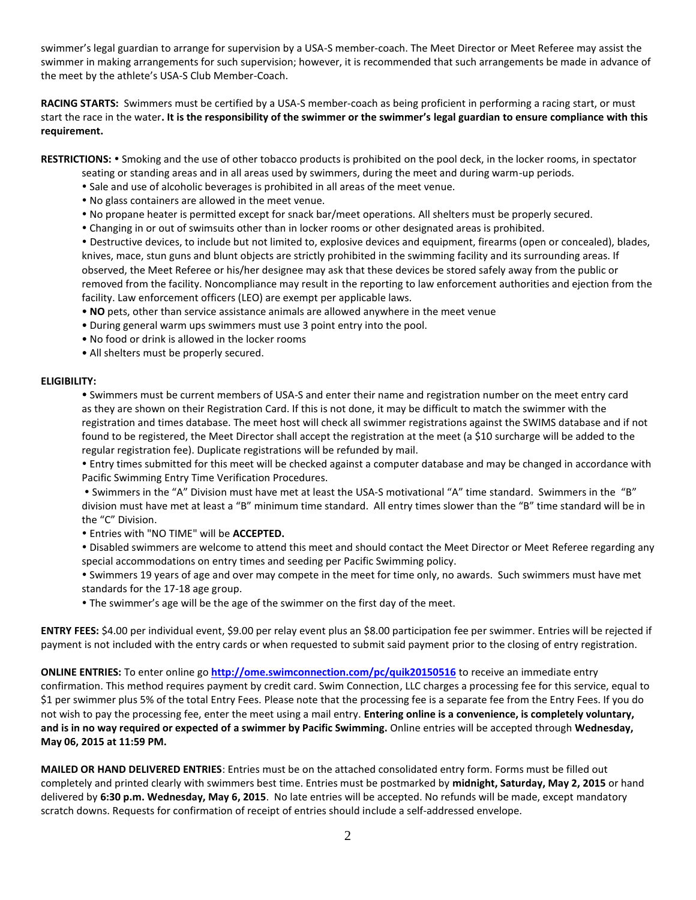swimmer's legal guardian to arrange for supervision by a USA-S member-coach. The Meet Director or Meet Referee may assist the swimmer in making arrangements for such supervision; however, it is recommended that such arrangements be made in advance of the meet by the athlete's USA-S Club Member-Coach.

**RACING STARTS:** Swimmers must be certified by a USA-S member-coach as being proficient in performing a racing start, or must start the race in the water**. It is the responsibility of the swimmer or the swimmer's legal guardian to ensure compliance with this requirement.**

**RESTRICTIONS:** • Smoking and the use of other tobacco products is prohibited on the pool deck, in the locker rooms, in spectator seating or standing areas and in all areas used by swimmers, during the meet and during warm-up periods.

- Sale and use of alcoholic beverages is prohibited in all areas of the meet venue.
- No glass containers are allowed in the meet venue.
- No propane heater is permitted except for snack bar/meet operations. All shelters must be properly secured.
- Changing in or out of swimsuits other than in locker rooms or other designated areas is prohibited.
- Destructive devices, to include but not limited to, explosive devices and equipment, firearms (open or concealed), blades, knives, mace, stun guns and blunt objects are strictly prohibited in the swimming facility and its surrounding areas. If observed, the Meet Referee or his/her designee may ask that these devices be stored safely away from the public or removed from the facility. Noncompliance may result in the reporting to law enforcement authorities and ejection from the facility. Law enforcement officers (LEO) are exempt per applicable laws.
- **NO** pets, other than service assistance animals are allowed anywhere in the meet venue
- During general warm ups swimmers must use 3 point entry into the pool.
- No food or drink is allowed in the locker rooms
- All shelters must be properly secured.

**ELIGIBILITY:**

- Swimmers must be current members of USA-S and enter their name and registration number on the meet entry card as they are shown on their Registration Card. If this is not done, it may be difficult to match the swimmer with the registration and times database. The meet host will check all swimmer registrations against the SWIMS database and if not found to be registered, the Meet Director shall accept the registration at the meet (a $10 surcharge will be added to the regular registration fee). Duplicate registrations will be refunded by mail.
- Entry times submitted for this meet will be checked against a computer database and may be changed in accordance with Pacific Swimming Entry Time Verification Procedures.
- Swimmers in the "A" Division must have met at least the USA-S motivational "A" time standard. Swimmers in the "B" division must have met at least a "B" minimum time standard. All entry times slower than the "B" time standard will be in the "C" Division.
- Entries with "NO TIME" will be **ACCEPTED.**
- Disabled swimmers are welcome to attend this meet and should contact the Meet Director or Meet Referee regarding any special accommodations on entry times and seeding per Pacific Swimming policy.
- Swimmers 19 years of age and over may compete in the meet for time only, no awards. Such swimmers must have met standards for the 17-18 age group.
- The swimmer's age will be the age of the swimmer on the first day of the meet.

**ENTRY FEES:** $4.00 per individual event, $9.00 per relay event plus an $8.00 participation fee per swimmer. Entries will be rejected if payment is not included with the entry cards or when requested to submit said payment prior to the closing of entry registration.

**ONLINE ENTRIES:** To enter online go **http://ome.swimconnection.com/pc/quik20150516** to receive an immediate entry confirmation. This method requires payment by credit card. Swim Connection, LLC charges a processing fee for this service, equal to $1 per swimmer plus 5% of the total Entry Fees. Please note that the processing fee is a separate fee from the Entry Fees. If you do not wish to pay the processing fee, enter the meet using a mail entry. **Entering online is a convenience, is completely voluntary, and is in no way required or expected of a swimmer by Pacific Swimming.** Online entries will be accepted through **Wednesday, May 06, 2015 at 11:59 PM.**

**MAILED OR HAND DELIVERED ENTRIES**: Entries must be on the attached consolidated entry form. Forms must be filled out completely and printed clearly with swimmers best time. Entries must be postmarked by **midnight, Saturday, May 2, 2015** or hand delivered by **6:30 p.m. Wednesday, May 6, 2015**. No late entries will be accepted. No refunds will be made, except mandatory scratch downs. Requests for confirmation of receipt of entries should include a self-addressed envelope.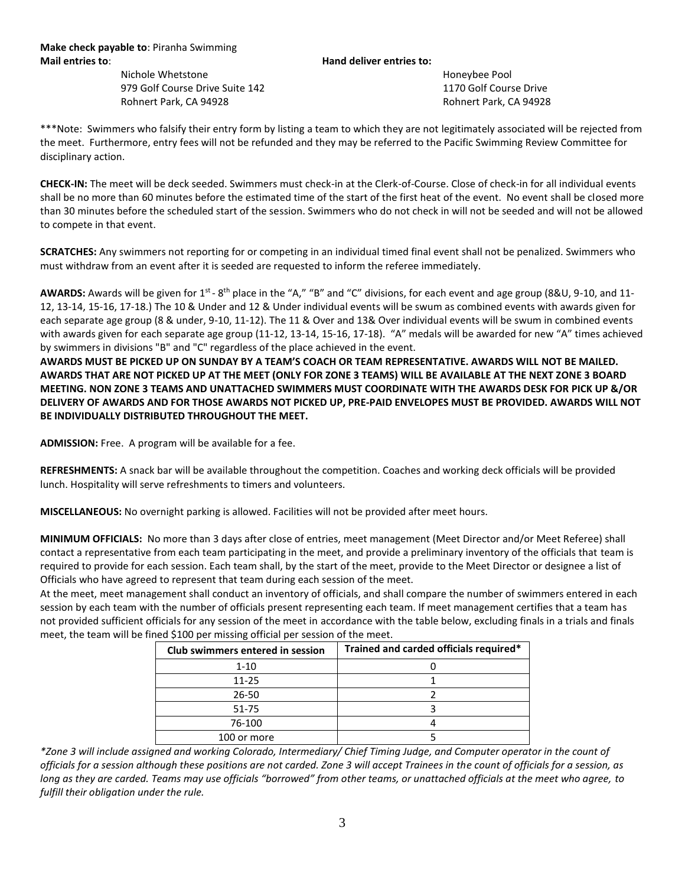**Make check payable to**: Piranha Swimming

**Mail entries to**:

Nichole Whetstone
979 Golf Course Drive Suite 142
Rohnert Park, CA 94928

**Hand deliver entries to:**

Honeybee Pool
1170 Golf Course Drive
Rohnert Park, CA 94928

***Note: Swimmers who falsify their entry form by listing a team to which they are not legitimately associated will be rejected from the meet. Furthermore, entry fees will not be refunded and they may be referred to the Pacific Swimming Review Committee for disciplinary action.

**CHECK-IN:** The meet will be deck seeded. Swimmers must check-in at the Clerk-of-Course. Close of check-in for all individual events shall be no more than 60 minutes before the estimated time of the start of the first heat of the event. No event shall be closed more than 30 minutes before the scheduled start of the session. Swimmers who do not check in will not be seeded and will not be allowed to compete in that event.

**SCRATCHES:** Any swimmers not reporting for or competing in an individual timed final event shall not be penalized. Swimmers who must withdraw from an event after it is seeded are requested to inform the referee immediately.

**AWARDS:** Awards will be given for 1st - 8th place in the "A," "B" and "C" divisions, for each event and age group (8&U, 9-10, and 11-12, 13-14, 15-16, 17-18.) The 10 & Under and 12 & Under individual events will be swum as combined events with awards given for each separate age group (8 & under, 9-10, 11-12). The 11 & Over and 13& Over individual events will be swum in combined events with awards given for each separate age group (11-12, 13-14, 15-16, 17-18). "A" medals will be awarded for new "A" times achieved by swimmers in divisions "B" and "C" regardless of the place achieved in the event.

**AWARDS MUST BE PICKED UP ON SUNDAY BY A TEAM'S COACH OR TEAM REPRESENTATIVE. AWARDS WILL NOT BE MAILED. AWARDS THAT ARE NOT PICKED UP AT THE MEET (ONLY FOR ZONE 3 TEAMS) WILL BE AVAILABLE AT THE NEXT ZONE 3 BOARD MEETING. NON ZONE 3 TEAMS AND UNATTACHED SWIMMERS MUST COORDINATE WITH THE AWARDS DESK FOR PICK UP &/OR DELIVERY OF AWARDS AND FOR THOSE AWARDS NOT PICKED UP, PRE-PAID ENVELOPES MUST BE PROVIDED. AWARDS WILL NOT BE INDIVIDUALLY DISTRIBUTED THROUGHOUT THE MEET.**

**ADMISSION:** Free. A program will be available for a fee.

**REFRESHMENTS:** A snack bar will be available throughout the competition. Coaches and working deck officials will be provided lunch. Hospitality will serve refreshments to timers and volunteers.

**MISCELLANEOUS:** No overnight parking is allowed. Facilities will not be provided after meet hours.

**MINIMUM OFFICIALS:** No more than 3 days after close of entries, meet management (Meet Director and/or Meet Referee) shall contact a representative from each team participating in the meet, and provide a preliminary inventory of the officials that team is required to provide for each session. Each team shall, by the start of the meet, provide to the Meet Director or designee a list of Officials who have agreed to represent that team during each session of the meet.

At the meet, meet management shall conduct an inventory of officials, and shall compare the number of swimmers entered in each session by each team with the number of officials present representing each team. If meet management certifies that a team has not provided sufficient officials for any session of the meet in accordance with the table below, excluding finals in a trials and finals meet, the team will be fined $100 per missing official per session of the meet.

| Club swimmers entered in session | Trained and carded officials required* |
|---|---|
| 1-10 | 0 |
| 11-25 | 1 |
| 26-50 | 2 |
| 51-75 | 3 |
| 76-100 | 4 |
| 100 or more | 5 |

*\*Zone 3 will include assigned and working Colorado, Intermediary/ Chief Timing Judge, and Computer operator in the count of officials for a session although these positions are not carded. Zone 3 will accept Trainees in the count of officials for a session, as long as they are carded. Teams may use officials "borrowed" from other teams, or unattached officials at the meet who agree, to fulfill their obligation under the rule.*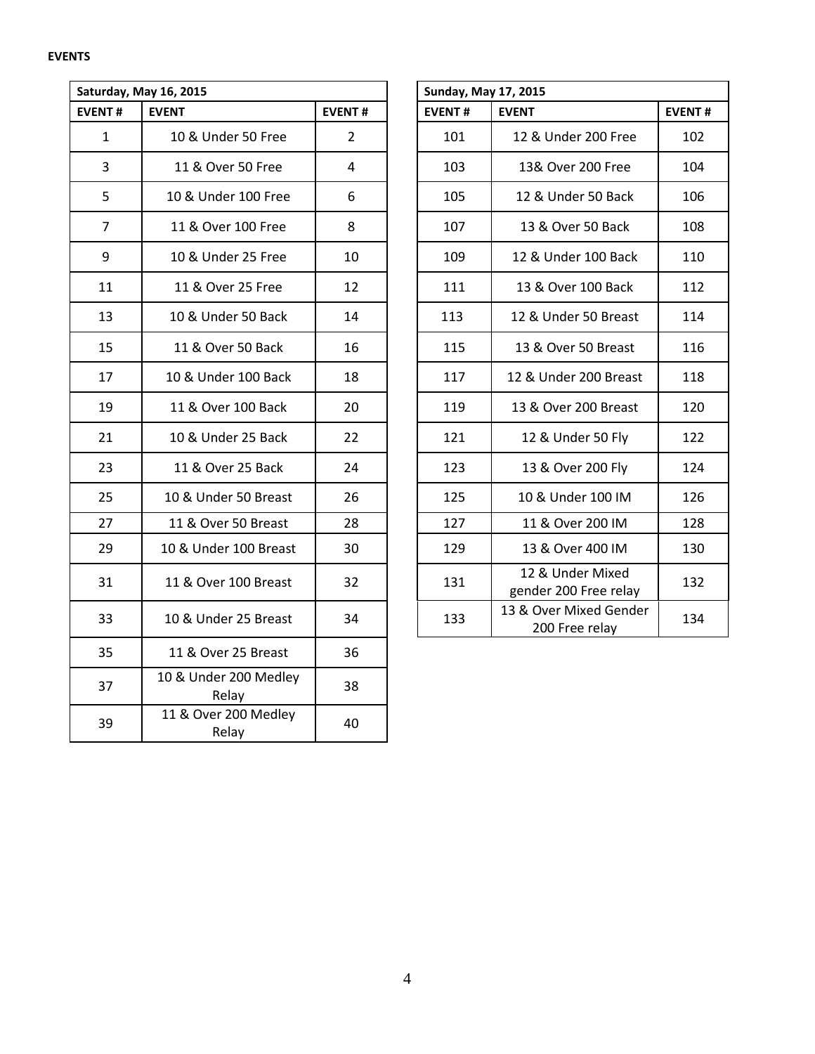**EVENTS**

| Saturday, May 16, 2015 | | |
|---|---|---|
| **EVENT #** | **EVENT** | **EVENT #** |
| 1 | 10 & Under 50 Free | 2 |
| 3 | 11 & Over 50 Free | 4 |
| 5 | 10 & Under 100 Free | 6 |
| 7 | 11 & Over 100 Free | 8 |
| 9 | 10 & Under 25 Free | 10 |
| 11 | 11 & Over 25 Free | 12 |
| 13 | 10 & Under 50 Back | 14 |
| 15 | 11 & Over 50 Back | 16 |
| 17 | 10 & Under 100 Back | 18 |
| 19 | 11 & Over 100 Back | 20 |
| 21 | 10 & Under 25 Back | 22 |
| 23 | 11 & Over 25 Back | 24 |
| 25 | 10 & Under 50 Breast | 26 |
| 27 | 11 & Over 50 Breast | 28 |
| 29 | 10 & Under 100 Breast | 30 |
| 31 | 11 & Over 100 Breast | 32 |
| 33 | 10 & Under 25 Breast | 34 |
| 35 | 11 & Over 25 Breast | 36 |
| 37 | 10 & Under 200 Medley Relay | 38 |
| 39 | 11 & Over 200 Medley Relay | 40 |

| Sunday, May 17, 2015 | | |
|---|---|---|
| **EVENT #** | **EVENT** | **EVENT #** |
| 101 | 12 & Under 200 Free | 102 |
| 103 | 13& Over 200 Free | 104 |
| 105 | 12 & Under 50 Back | 106 |
| 107 | 13 & Over 50 Back | 108 |
| 109 | 12 & Under 100 Back | 110 |
| 111 | 13 & Over 100 Back | 112 |
| 113 | 12 & Under 50 Breast | 114 |
| 115 | 13 & Over 50 Breast | 116 |
| 117 | 12 & Under 200 Breast | 118 |
| 119 | 13 & Over 200 Breast | 120 |
| 121 | 12 & Under 50 Fly | 122 |
| 123 | 13 & Over 200 Fly | 124 |
| 125 | 10 & Under 100 IM | 126 |
| 127 | 11 & Over 200 IM | 128 |
| 129 | 13 & Over 400 IM | 130 |
| 131 | 12 & Under Mixed gender 200 Free relay | 132 |
| 133 | 13 & Over Mixed Gender 200 Free relay | 134 |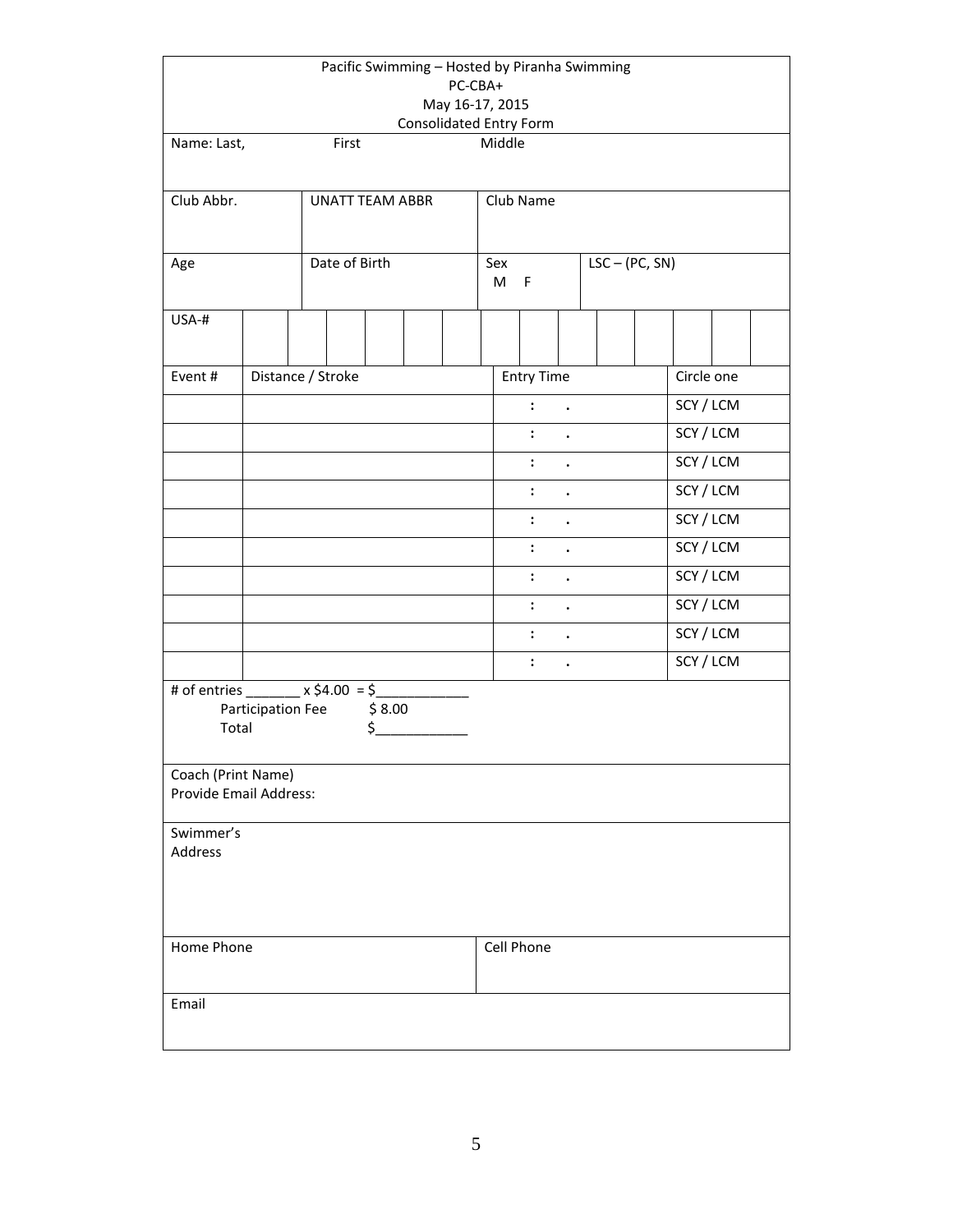Pacific Swimming – Hosted by Piranha Swimming
PC-CBA+
May 16-17, 2015
Consolidated Entry Form

| | | |
|---|---|---|
| Name: Last, | First | Middle |

| | | |
|---|---|---|
| Club Abbr. | UNATT TEAM ABBR | Club Name |

| | | | |
|---|---|---|---|
| Age | Date of Birth | Sex M F | LSC – (PC, SN) |

| | | | | | | | | | | | | | |
|---|---|---|---|---|---|---|---|---|---|---|---|---|---|
| USA-# | | | | | | | | | | | | | |

| Event # | Distance / Stroke | Entry Time | Circle one |
|---|---|---|---|
| | | : . | SCY / LCM |
| | | : . | SCY / LCM |
| | | : . | SCY / LCM |
| | | : . | SCY / LCM |
| | | : . | SCY / LCM |
| | | : . | SCY / LCM |
| | | : . | SCY / LCM |
| | | : . | SCY / LCM |
| | | : . | SCY / LCM |
| | | : . | SCY / LCM |

# of entries _______ x $4.00 = $____________
Participation Fee $ 8.00
Total $____________

Coach (Print Name)
Provide Email Address:

Swimmer's
Address

| | |
|---|---|
| Home Phone | Cell Phone |

Email